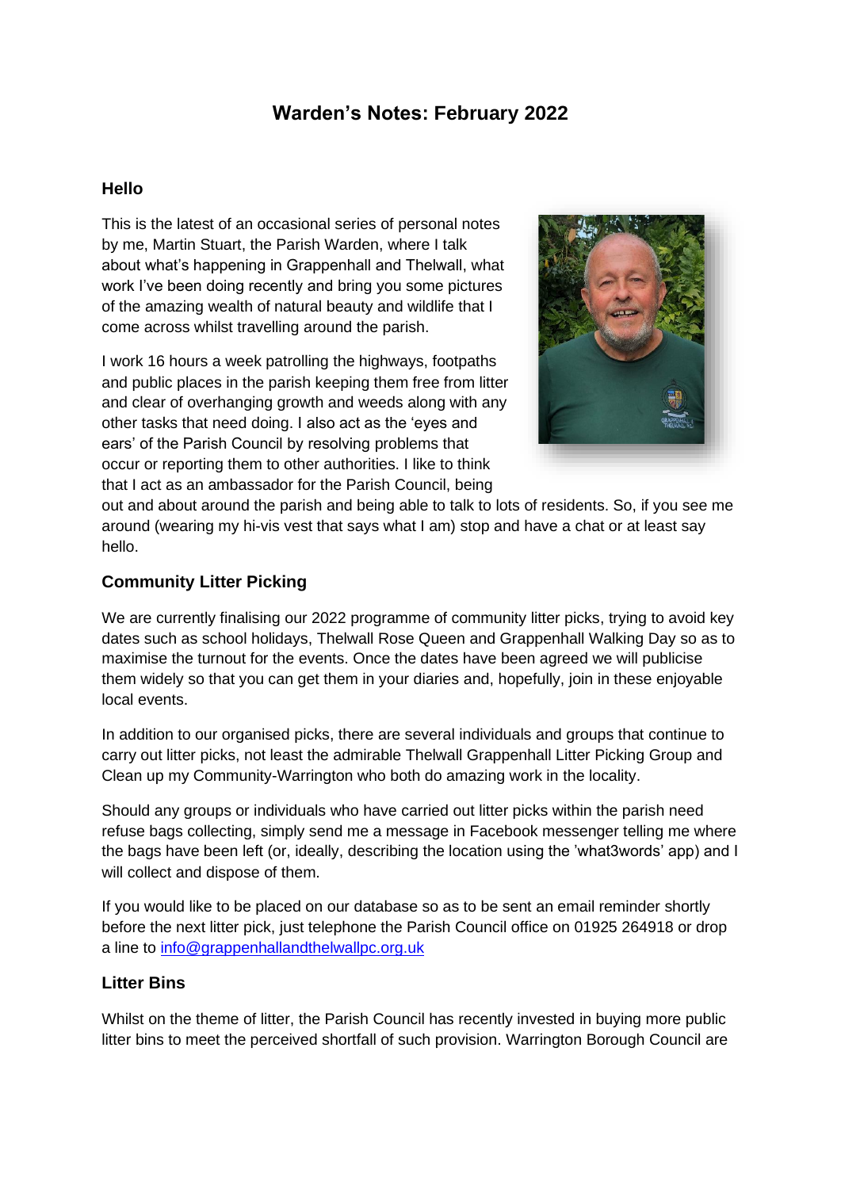# Warden's Notes: February 2022

## Hello

This is the latest of an occasional series of personal notes by me, Martin Stuart, the Parish Warden, where I talk about what's happening in Grappenhall and Thelwall, what work I've been doing recently and bring you some pictures of the amazing wealth of natural beauty and wildlife that I come across whilst travelling around the parish.

I work 16 hours a week patrolling the highways, footpaths and public places in the parish keeping them free from litter and clear of overhanging growth and weeds along with any other tasks that need doing. I also act as the 'eyes and ears' of the Parish Council by resolving problems that occur or reporting them to other authorities. I like to think that I act as an ambassador for the Parish Council, being out and about around the parish and being able to talk to lots of residents. So, if you see me around (wearing my hi-vis vest that says what I am) stop and have a chat or at least say hello.

## Community Litter Picking

We are currently finalising our 2022 programme of community litter picks, trying to avoid key dates such as school holidays, Thelwall Rose Queen and Grappenhall Walking Day so as to maximise the turnout for the events. Once the dates have been agreed we will publicise them widely so that you can get them in your diaries and, hopefully, join in these enjoyable local events.

In addition to our organised picks, there are several individuals and groups that continue to carry out litter picks, not least the admirable Thelwall Grappenhall Litter Picking Group and Clean up my Community-Warrington who both do amazing work in the locality.

Should any groups or individuals who have carried out litter picks within the parish need refuse bags collecting, simply send me a message in Facebook messenger telling me where the bags have been left (or, ideally, describing the location using the 'what3words' app) and I will collect and dispose of them.

If you would like to be placed on our database so as to be sent an email reminder shortly before the next litter pick, just telephone the Parish Council office on 01925 264918 or drop a line to info@grappenhallandthelwallpc.org.uk

## Litter Bins

Whilst on the theme of litter, the Parish Council has recently invested in buying more public litter bins to meet the perceived shortfall of such provision. Warrington Borough Council are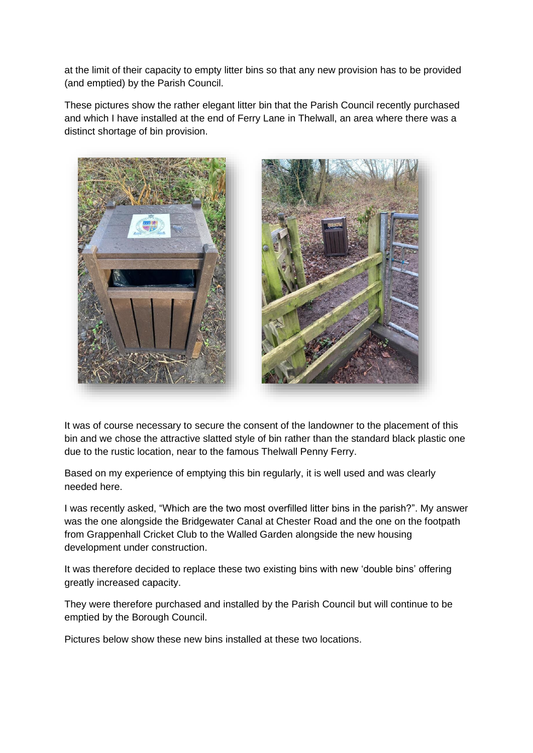at the limit of their capacity to empty litter bins so that any new provision has to be provided (and emptied) by the Parish Council.

These pictures show the rather elegant litter bin that the Parish Council recently purchased and which I have installed at the end of Ferry Lane in Thelwall, an area where there was a distinct shortage of bin provision.

It was of course necessary to secure the consent of the landowner to the placement of this bin and we chose the attractive slatted style of bin rather than the standard black plastic one due to the rustic location, near to the famous Thelwall Penny Ferry.

Based on my experience of emptying this bin regularly, it is well used and was clearly needed here.

I was recently asked, "Which are the two most overfilled litter bins in the parish?". My answer was the one alongside the Bridgewater Canal at Chester Road and the one on the footpath from Grappenhall Cricket Club to the Walled Garden alongside the new housing development under construction.

It was therefore decided to replace these two existing bins with new 'double bins' offering greatly increased capacity.

They were therefore purchased and installed by the Parish Council but will continue to be emptied by the Borough Council.

Pictures below show these new bins installed at these two locations.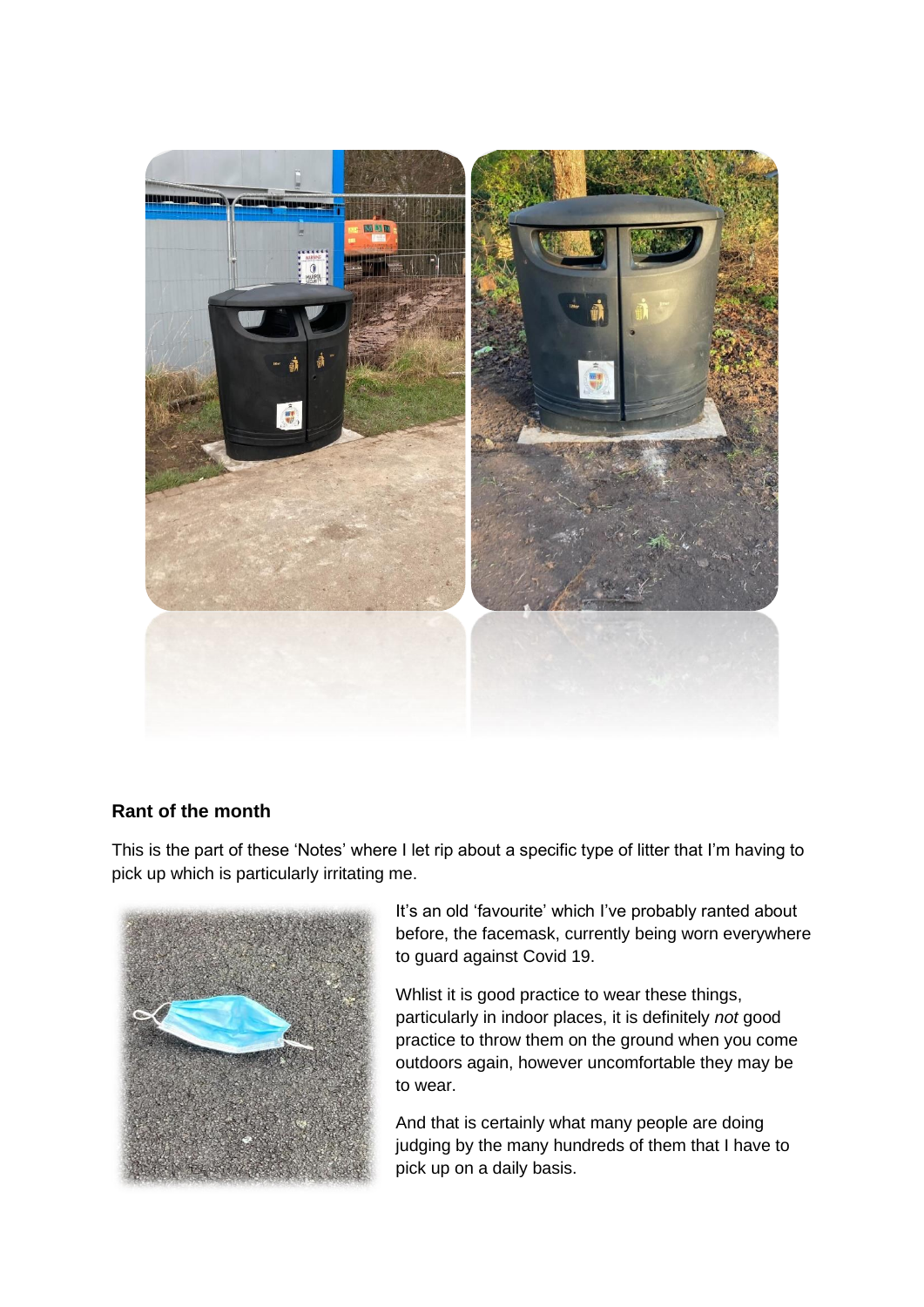## Rant of the month

This is the part of these 'Notes' where I let rip about a specific type of litter that I'm having to pick up which is particularly irritating me.

It's an old 'favourite' which I've probably ranted about before, the facemask, currently being worn everywhere to guard against Covid 19.

Whlist it is good practice to wear these things, particularly in indoor places, it is definitely *not* good practice to throw them on the ground when you come outdoors again, however uncomfortable they may be to wear.

And that is certainly what many people are doing judging by the many hundreds of them that I have to pick up on a daily basis.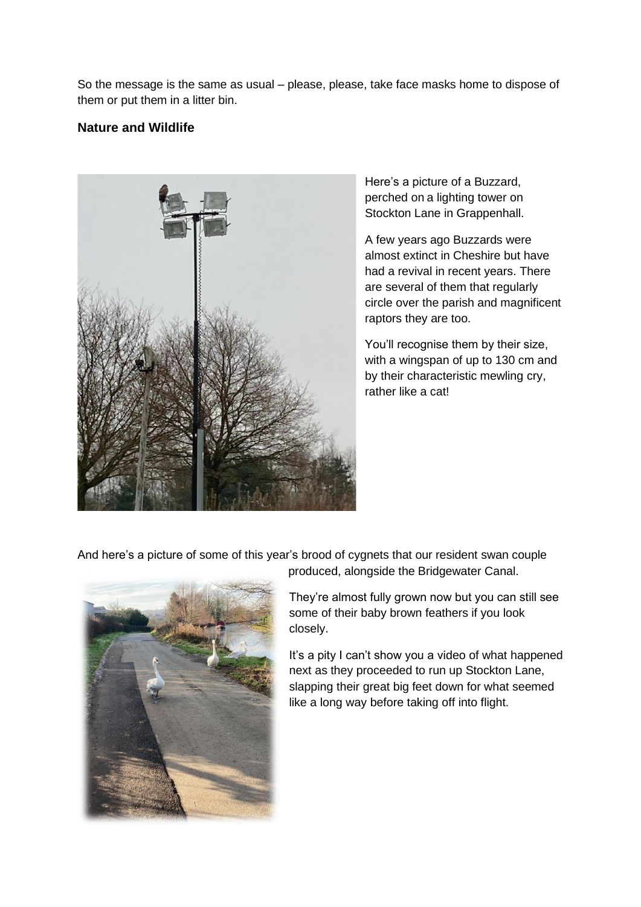So the message is the same as usual – please, please, take face masks home to dispose of them or put them in a litter bin.

**Nature and Wildlife**

Here's a picture of a Buzzard, perched on a lighting tower on Stockton Lane in Grappenhall.

A few years ago Buzzards were almost extinct in Cheshire but have had a revival in recent years. There are several of them that regularly circle over the parish and magnificent raptors they are too.

You'll recognise them by their size, with a wingspan of up to 130 cm and by their characteristic mewling cry, rather like a cat!

And here's a picture of some of this year's brood of cygnets that our resident swan couple produced, alongside the Bridgewater Canal.

They're almost fully grown now but you can still see some of their baby brown feathers if you look closely.

It's a pity I can't show you a video of what happened next as they proceeded to run up Stockton Lane, slapping their great big feet down for what seemed like a long way before taking off into flight.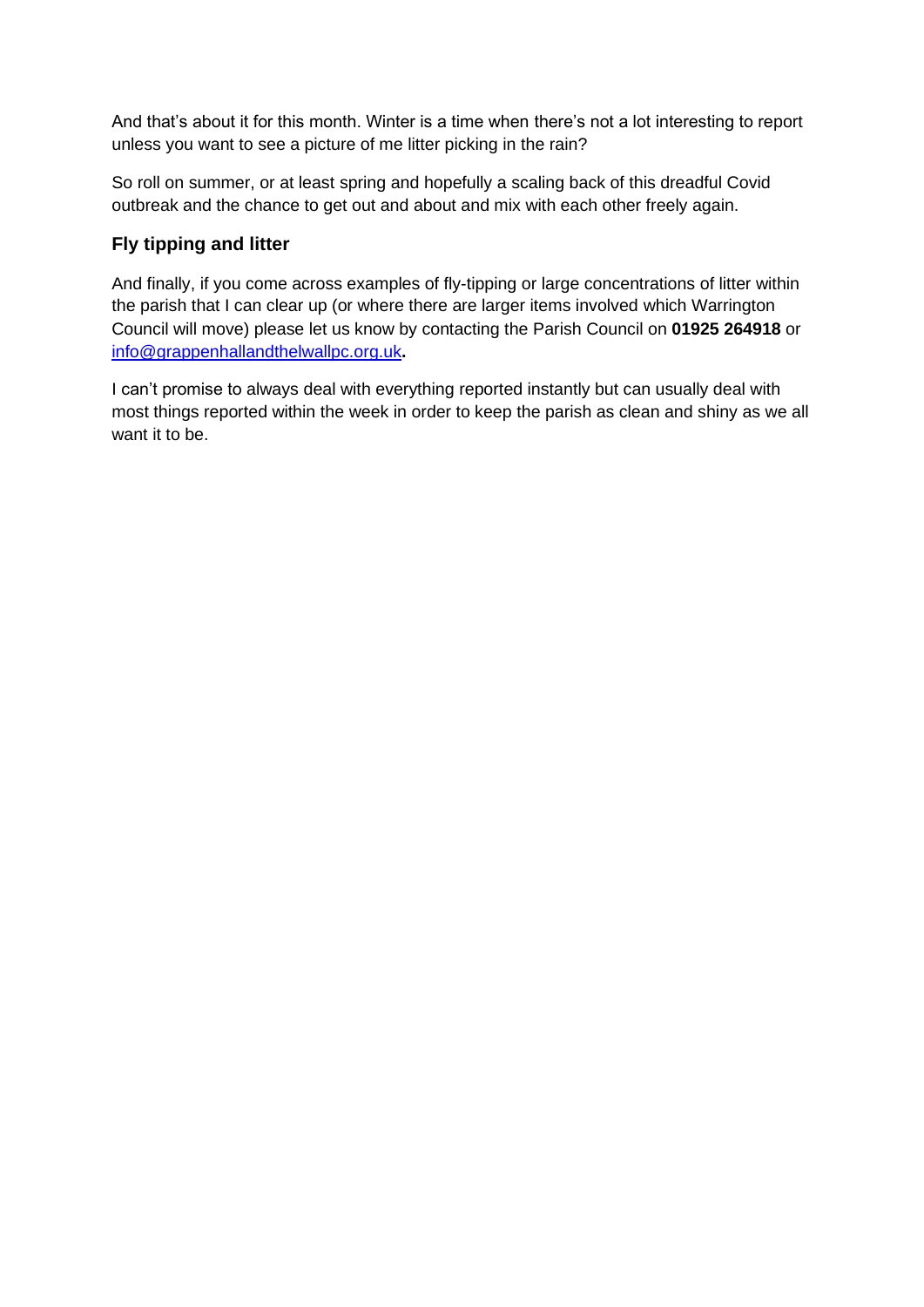And that's about it for this month. Winter is a time when there's not a lot interesting to report unless you want to see a picture of me litter picking in the rain?

So roll on summer, or at least spring and hopefully a scaling back of this dreadful Covid outbreak and the chance to get out and about and mix with each other freely again.

### Fly tipping and litter

And finally, if you come across examples of fly-tipping or large concentrations of litter within the parish that I can clear up (or where there are larger items involved which Warrington Council will move) please let us know by contacting the Parish Council on **01925 264918** or [info@grappenhallandthelwallpc.org.uk](mailto:info@grappenhallandthelwallpc.org.uk)**.**

I can't promise to always deal with everything reported instantly but can usually deal with most things reported within the week in order to keep the parish as clean and shiny as we all want it to be.